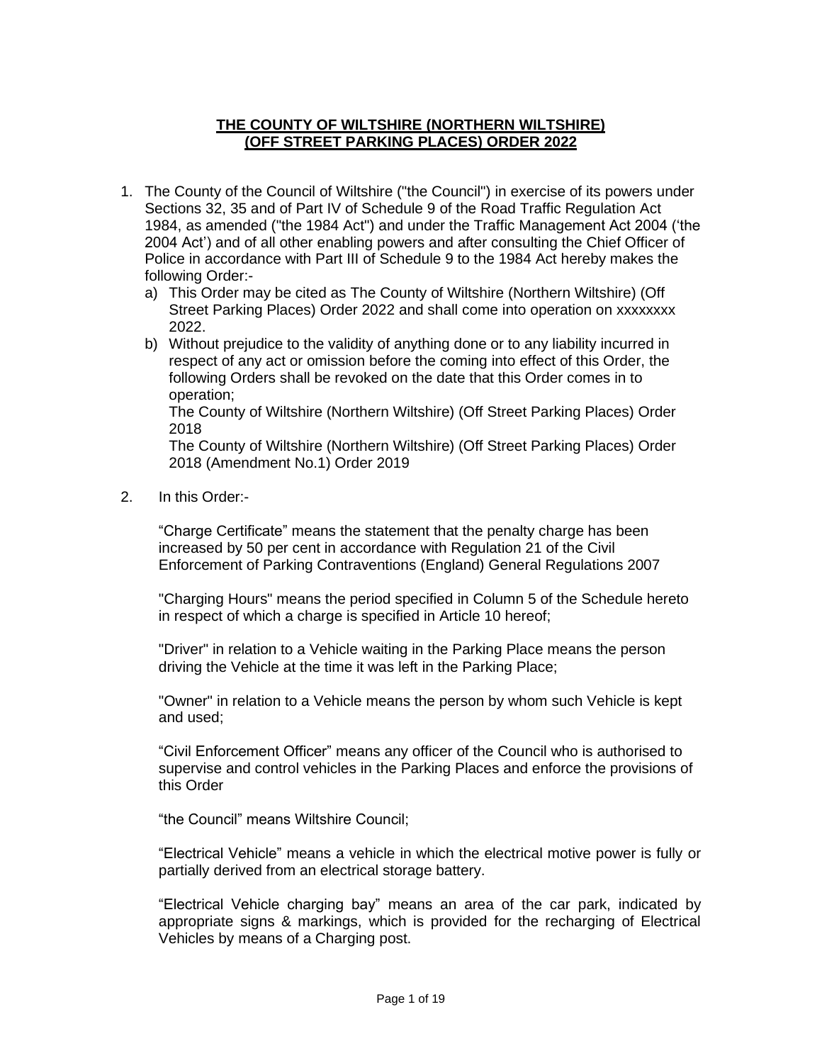**THE COUNTY OF WILTSHIRE (NORTHERN WILTSHIRE) (OFF STREET PARKING PLACES) ORDER 2022**

1. The County of the Council of Wiltshire ("the Council") in exercise of its powers under Sections 32, 35 and of Part IV of Schedule 9 of the Road Traffic Regulation Act 1984, as amended ("the 1984 Act") and under the Traffic Management Act 2004 ('the 2004 Act') and of all other enabling powers and after consulting the Chief Officer of Police in accordance with Part III of Schedule 9 to the 1984 Act hereby makes the following Order:-
   a) This Order may be cited as The County of Wiltshire (Northern Wiltshire) (Off Street Parking Places) Order 2022 and shall come into operation on xxxxxxxx 2022.
   b) Without prejudice to the validity of anything done or to any liability incurred in respect of any act or omission before the coming into effect of this Order, the following Orders shall be revoked on the date that this Order comes in to operation;
      The County of Wiltshire (Northern Wiltshire) (Off Street Parking Places) Order 2018
      The County of Wiltshire (Northern Wiltshire) (Off Street Parking Places) Order 2018 (Amendment No.1) Order 2019

2. In this Order:-

   "Charge Certificate" means the statement that the penalty charge has been increased by 50 per cent in accordance with Regulation 21 of the Civil Enforcement of Parking Contraventions (England) General Regulations 2007

   "Charging Hours" means the period specified in Column 5 of the Schedule hereto in respect of which a charge is specified in Article 10 hereof;

   "Driver" in relation to a Vehicle waiting in the Parking Place means the person driving the Vehicle at the time it was left in the Parking Place;

   "Owner" in relation to a Vehicle means the person by whom such Vehicle is kept and used;

   "Civil Enforcement Officer" means any officer of the Council who is authorised to supervise and control vehicles in the Parking Places and enforce the provisions of this Order

   "the Council" means Wiltshire Council;

   "Electrical Vehicle" means a vehicle in which the electrical motive power is fully or partially derived from an electrical storage battery.

   "Electrical Vehicle charging bay" means an area of the car park, indicated by appropriate signs & markings, which is provided for the recharging of Electrical Vehicles by means of a Charging post.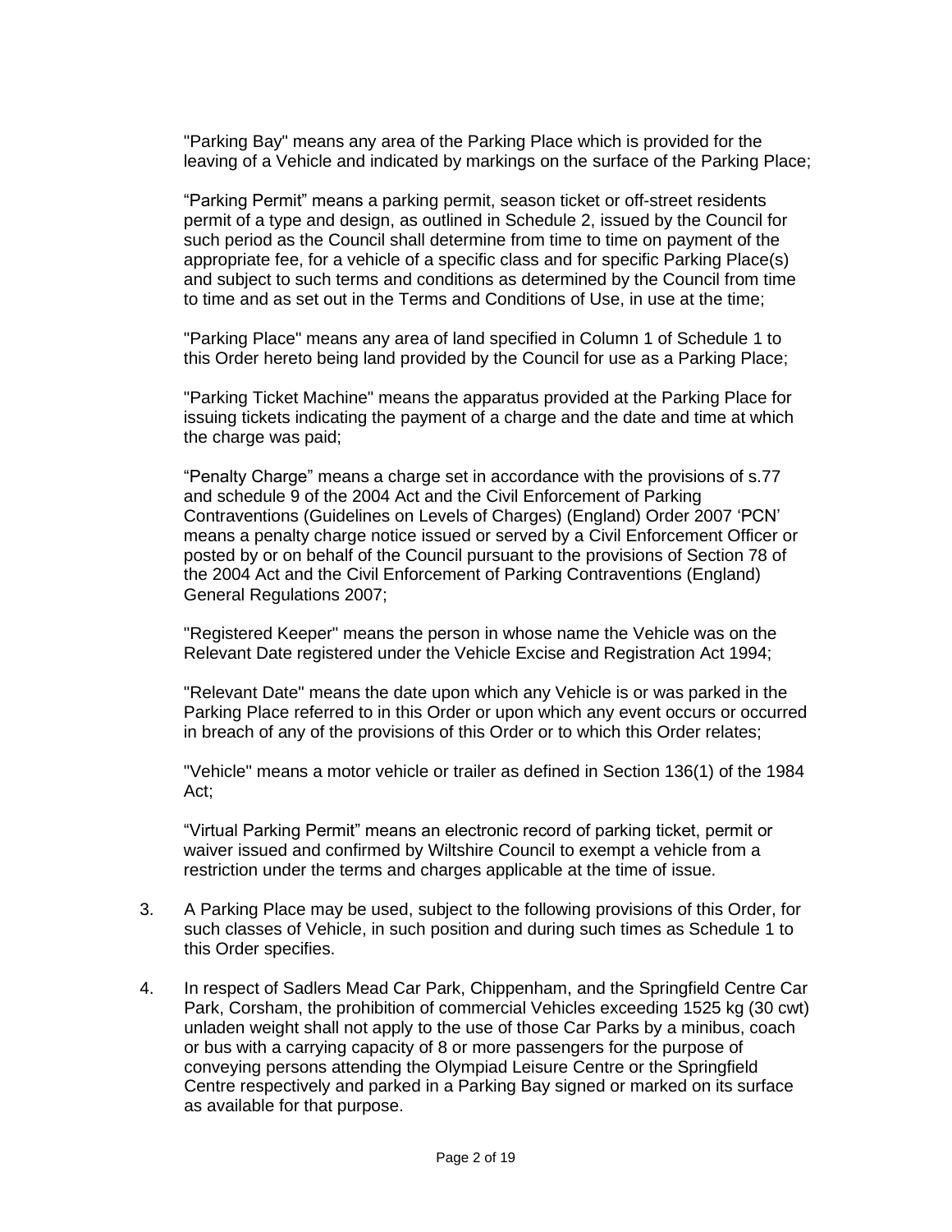"Parking Bay" means any area of the Parking Place which is provided for the leaving of a Vehicle and indicated by markings on the surface of the Parking Place;

“Parking Permit” means a parking permit, season ticket or off-street residents permit of a type and design, as outlined in Schedule 2, issued by the Council for such period as the Council shall determine from time to time on payment of the appropriate fee, for a vehicle of a specific class and for specific Parking Place(s) and subject to such terms and conditions as determined by the Council from time to time and as set out in the Terms and Conditions of Use, in use at the time;

"Parking Place" means any area of land specified in Column 1 of Schedule 1 to this Order hereto being land provided by the Council for use as a Parking Place;

"Parking Ticket Machine" means the apparatus provided at the Parking Place for issuing tickets indicating the payment of a charge and the date and time at which the charge was paid;

“Penalty Charge” means a charge set in accordance with the provisions of s.77 and schedule 9 of the 2004 Act and the Civil Enforcement of Parking Contraventions (Guidelines on Levels of Charges) (England) Order 2007 ‘PCN’ means a penalty charge notice issued or served by a Civil Enforcement Officer or posted by or on behalf of the Council pursuant to the provisions of Section 78 of the 2004 Act and the Civil Enforcement of Parking Contraventions (England) General Regulations 2007;

"Registered Keeper" means the person in whose name the Vehicle was on the Relevant Date registered under the Vehicle Excise and Registration Act 1994;

"Relevant Date" means the date upon which any Vehicle is or was parked in the Parking Place referred to in this Order or upon which any event occurs or occurred in breach of any of the provisions of this Order or to which this Order relates;

"Vehicle" means a motor vehicle or trailer as defined in Section 136(1) of the 1984 Act;

“Virtual Parking Permit” means an electronic record of parking ticket, permit or waiver issued and confirmed by Wiltshire Council to exempt a vehicle from a restriction under the terms and charges applicable at the time of issue.

3. A Parking Place may be used, subject to the following provisions of this Order, for such classes of Vehicle, in such position and during such times as Schedule 1 to this Order specifies.

4. In respect of Sadlers Mead Car Park, Chippenham, and the Springfield Centre Car Park, Corsham, the prohibition of commercial Vehicles exceeding 1525 kg (30 cwt) unladen weight shall not apply to the use of those Car Parks by a minibus, coach or bus with a carrying capacity of 8 or more passengers for the purpose of conveying persons attending the Olympiad Leisure Centre or the Springfield Centre respectively and parked in a Parking Bay signed or marked on its surface as available for that purpose.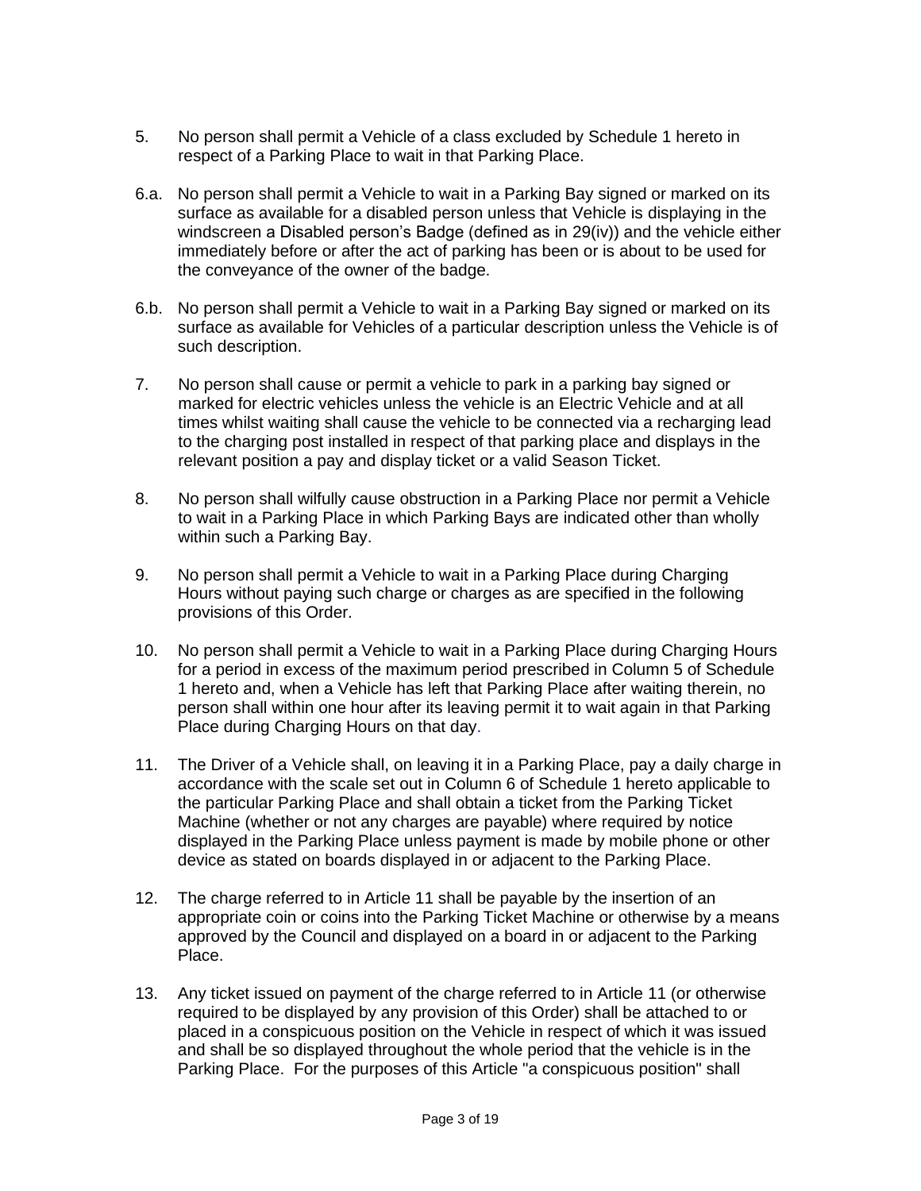5. No person shall permit a Vehicle of a class excluded by Schedule 1 hereto in respect of a Parking Place to wait in that Parking Place.

6.a. No person shall permit a Vehicle to wait in a Parking Bay signed or marked on its surface as available for a disabled person unless that Vehicle is displaying in the windscreen a Disabled person's Badge (defined as in 29(iv)) and the vehicle either immediately before or after the act of parking has been or is about to be used for the conveyance of the owner of the badge.

6.b. No person shall permit a Vehicle to wait in a Parking Bay signed or marked on its surface as available for Vehicles of a particular description unless the Vehicle is of such description.

7. No person shall cause or permit a vehicle to park in a parking bay signed or marked for electric vehicles unless the vehicle is an Electric Vehicle and at all times whilst waiting shall cause the vehicle to be connected via a recharging lead to the charging post installed in respect of that parking place and displays in the relevant position a pay and display ticket or a valid Season Ticket.

8. No person shall wilfully cause obstruction in a Parking Place nor permit a Vehicle to wait in a Parking Place in which Parking Bays are indicated other than wholly within such a Parking Bay.

9. No person shall permit a Vehicle to wait in a Parking Place during Charging Hours without paying such charge or charges as are specified in the following provisions of this Order.

10. No person shall permit a Vehicle to wait in a Parking Place during Charging Hours for a period in excess of the maximum period prescribed in Column 5 of Schedule 1 hereto and, when a Vehicle has left that Parking Place after waiting therein, no person shall within one hour after its leaving permit it to wait again in that Parking Place during Charging Hours on that day.

11. The Driver of a Vehicle shall, on leaving it in a Parking Place, pay a daily charge in accordance with the scale set out in Column 6 of Schedule 1 hereto applicable to the particular Parking Place and shall obtain a ticket from the Parking Ticket Machine (whether or not any charges are payable) where required by notice displayed in the Parking Place unless payment is made by mobile phone or other device as stated on boards displayed in or adjacent to the Parking Place.

12. The charge referred to in Article 11 shall be payable by the insertion of an appropriate coin or coins into the Parking Ticket Machine or otherwise by a means approved by the Council and displayed on a board in or adjacent to the Parking Place.

13. Any ticket issued on payment of the charge referred to in Article 11 (or otherwise required to be displayed by any provision of this Order) shall be attached to or placed in a conspicuous position on the Vehicle in respect of which it was issued and shall be so displayed throughout the whole period that the vehicle is in the Parking Place. For the purposes of this Article "a conspicuous position" shall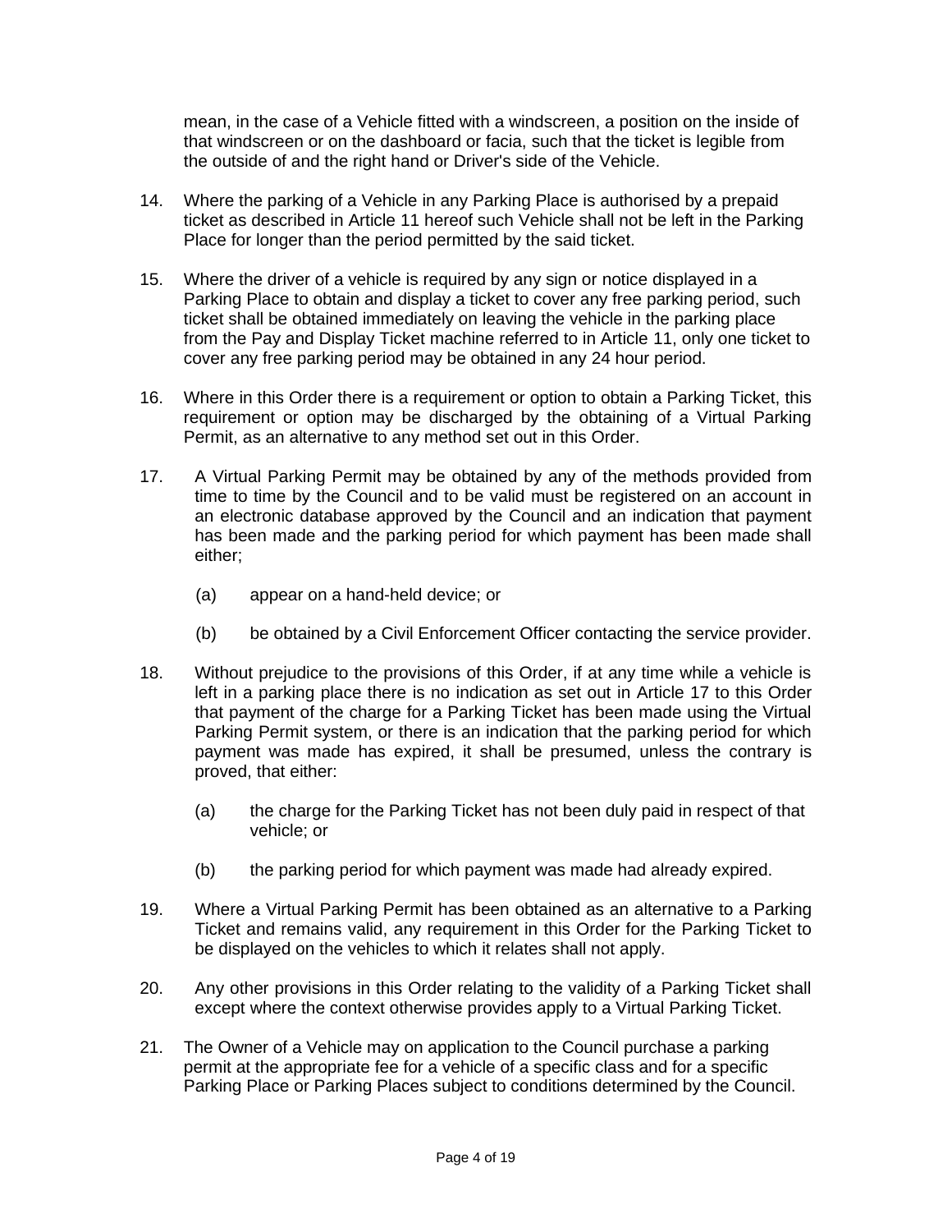mean, in the case of a Vehicle fitted with a windscreen, a position on the inside of that windscreen or on the dashboard or facia, such that the ticket is legible from the outside of and the right hand or Driver's side of the Vehicle.

14. Where the parking of a Vehicle in any Parking Place is authorised by a prepaid ticket as described in Article 11 hereof such Vehicle shall not be left in the Parking Place for longer than the period permitted by the said ticket.

15. Where the driver of a vehicle is required by any sign or notice displayed in a Parking Place to obtain and display a ticket to cover any free parking period, such ticket shall be obtained immediately on leaving the vehicle in the parking place from the Pay and Display Ticket machine referred to in Article 11, only one ticket to cover any free parking period may be obtained in any 24 hour period.

16. Where in this Order there is a requirement or option to obtain a Parking Ticket, this requirement or option may be discharged by the obtaining of a Virtual Parking Permit, as an alternative to any method set out in this Order.

17. A Virtual Parking Permit may be obtained by any of the methods provided from time to time by the Council and to be valid must be registered on an account in an electronic database approved by the Council and an indication that payment has been made and the parking period for which payment has been made shall either;

    (a) appear on a hand-held device; or

    (b) be obtained by a Civil Enforcement Officer contacting the service provider.

18. Without prejudice to the provisions of this Order, if at any time while a vehicle is left in a parking place there is no indication as set out in Article 17 to this Order that payment of the charge for a Parking Ticket has been made using the Virtual Parking Permit system, or there is an indication that the parking period for which payment was made has expired, it shall be presumed, unless the contrary is proved, that either:

    (a) the charge for the Parking Ticket has not been duly paid in respect of that vehicle; or

    (b) the parking period for which payment was made had already expired.

19. Where a Virtual Parking Permit has been obtained as an alternative to a Parking Ticket and remains valid, any requirement in this Order for the Parking Ticket to be displayed on the vehicles to which it relates shall not apply.

20. Any other provisions in this Order relating to the validity of a Parking Ticket shall except where the context otherwise provides apply to a Virtual Parking Ticket.

21. The Owner of a Vehicle may on application to the Council purchase a parking permit at the appropriate fee for a vehicle of a specific class and for a specific Parking Place or Parking Places subject to conditions determined by the Council.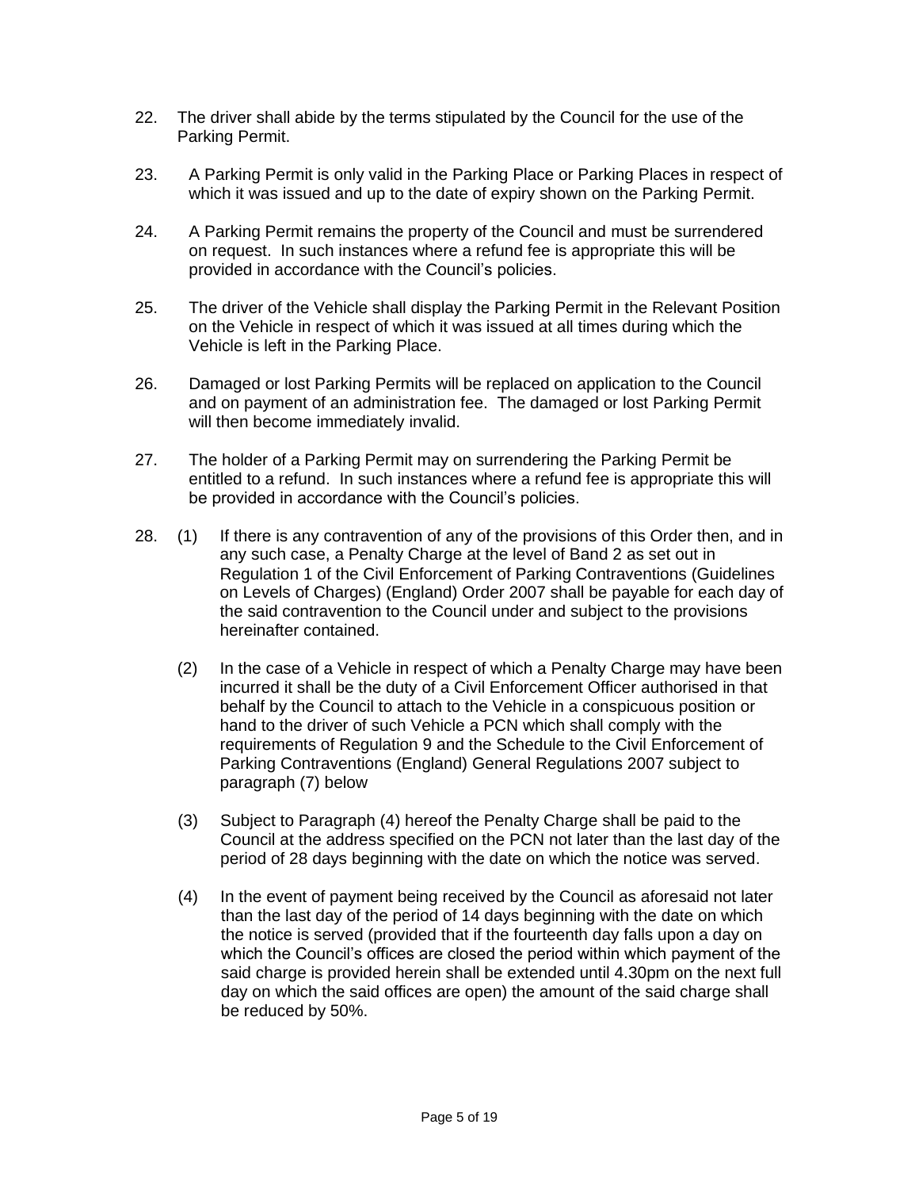22. The driver shall abide by the terms stipulated by the Council for the use of the Parking Permit.

23. A Parking Permit is only valid in the Parking Place or Parking Places in respect of which it was issued and up to the date of expiry shown on the Parking Permit.

24. A Parking Permit remains the property of the Council and must be surrendered on request. In such instances where a refund fee is appropriate this will be provided in accordance with the Council's policies.

25. The driver of the Vehicle shall display the Parking Permit in the Relevant Position on the Vehicle in respect of which it was issued at all times during which the Vehicle is left in the Parking Place.

26. Damaged or lost Parking Permits will be replaced on application to the Council and on payment of an administration fee. The damaged or lost Parking Permit will then become immediately invalid.

27. The holder of a Parking Permit may on surrendering the Parking Permit be entitled to a refund. In such instances where a refund fee is appropriate this will be provided in accordance with the Council's policies.

28. (1) If there is any contravention of any of the provisions of this Order then, and in any such case, a Penalty Charge at the level of Band 2 as set out in Regulation 1 of the Civil Enforcement of Parking Contraventions (Guidelines on Levels of Charges) (England) Order 2007 shall be payable for each day of the said contravention to the Council under and subject to the provisions hereinafter contained.

    (2) In the case of a Vehicle in respect of which a Penalty Charge may have been incurred it shall be the duty of a Civil Enforcement Officer authorised in that behalf by the Council to attach to the Vehicle in a conspicuous position or hand to the driver of such Vehicle a PCN which shall comply with the requirements of Regulation 9 and the Schedule to the Civil Enforcement of Parking Contraventions (England) General Regulations 2007 subject to paragraph (7) below

    (3) Subject to Paragraph (4) hereof the Penalty Charge shall be paid to the Council at the address specified on the PCN not later than the last day of the period of 28 days beginning with the date on which the notice was served.

    (4) In the event of payment being received by the Council as aforesaid not later than the last day of the period of 14 days beginning with the date on which the notice is served (provided that if the fourteenth day falls upon a day on which the Council's offices are closed the period within which payment of the said charge is provided herein shall be extended until 4.30pm on the next full day on which the said offices are open) the amount of the said charge shall be reduced by 50%.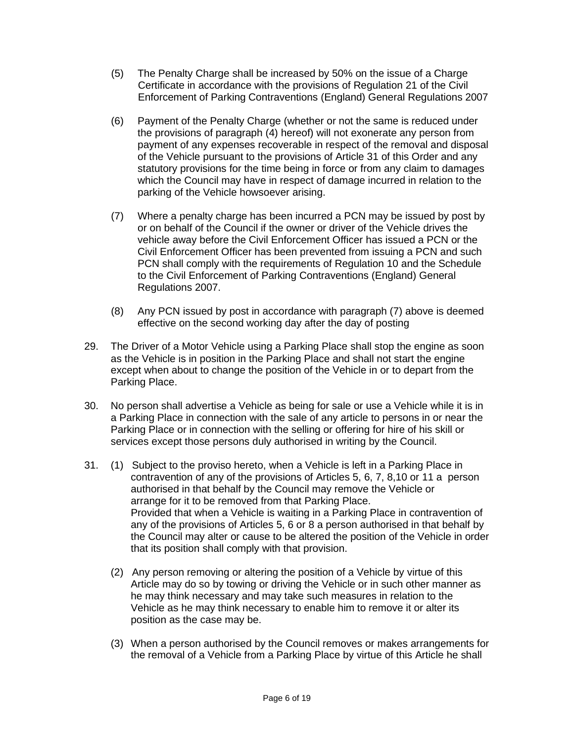(5) The Penalty Charge shall be increased by 50% on the issue of a Charge Certificate in accordance with the provisions of Regulation 21 of the Civil Enforcement of Parking Contraventions (England) General Regulations 2007

(6) Payment of the Penalty Charge (whether or not the same is reduced under the provisions of paragraph (4) hereof) will not exonerate any person from payment of any expenses recoverable in respect of the removal and disposal of the Vehicle pursuant to the provisions of Article 31 of this Order and any statutory provisions for the time being in force or from any claim to damages which the Council may have in respect of damage incurred in relation to the parking of the Vehicle howsoever arising.

(7) Where a penalty charge has been incurred a PCN may be issued by post by or on behalf of the Council if the owner or driver of the Vehicle drives the vehicle away before the Civil Enforcement Officer has issued a PCN or the Civil Enforcement Officer has been prevented from issuing a PCN and such PCN shall comply with the requirements of Regulation 10 and the Schedule to the Civil Enforcement of Parking Contraventions (England) General Regulations 2007.

(8) Any PCN issued by post in accordance with paragraph (7) above is deemed effective on the second working day after the day of posting

29. The Driver of a Motor Vehicle using a Parking Place shall stop the engine as soon as the Vehicle is in position in the Parking Place and shall not start the engine except when about to change the position of the Vehicle in or to depart from the Parking Place.

30. No person shall advertise a Vehicle as being for sale or use a Vehicle while it is in a Parking Place in connection with the sale of any article to persons in or near the Parking Place or in connection with the selling or offering for hire of his skill or services except those persons duly authorised in writing by the Council.

31. (1) Subject to the proviso hereto, when a Vehicle is left in a Parking Place in contravention of any of the provisions of Articles 5, 6, 7, 8,10 or 11 a person authorised in that behalf by the Council may remove the Vehicle or arrange for it to be removed from that Parking Place.
Provided that when a Vehicle is waiting in a Parking Place in contravention of any of the provisions of Articles 5, 6 or 8 a person authorised in that behalf by the Council may alter or cause to be altered the position of the Vehicle in order that its position shall comply with that provision.

(2) Any person removing or altering the position of a Vehicle by virtue of this Article may do so by towing or driving the Vehicle or in such other manner as he may think necessary and may take such measures in relation to the Vehicle as he may think necessary to enable him to remove it or alter its position as the case may be.

(3) When a person authorised by the Council removes or makes arrangements for the removal of a Vehicle from a Parking Place by virtue of this Article he shall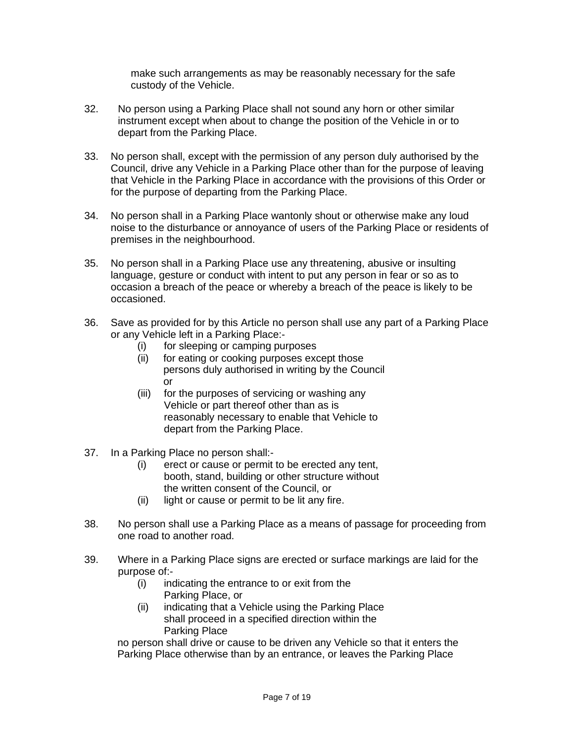make such arrangements as may be reasonably necessary for the safe custody of the Vehicle.

32. No person using a Parking Place shall not sound any horn or other similar instrument except when about to change the position of the Vehicle in or to depart from the Parking Place.

33. No person shall, except with the permission of any person duly authorised by the Council, drive any Vehicle in a Parking Place other than for the purpose of leaving that Vehicle in the Parking Place in accordance with the provisions of this Order or for the purpose of departing from the Parking Place.

34. No person shall in a Parking Place wantonly shout or otherwise make any loud noise to the disturbance or annoyance of users of the Parking Place or residents of premises in the neighbourhood.

35. No person shall in a Parking Place use any threatening, abusive or insulting language, gesture or conduct with intent to put any person in fear or so as to occasion a breach of the peace or whereby a breach of the peace is likely to be occasioned.

36. Save as provided for by this Article no person shall use any part of a Parking Place or any Vehicle left in a Parking Place:-
    - (i) for sleeping or camping purposes
    - (ii) for eating or cooking purposes except those persons duly authorised in writing by the Council or
    - (iii) for the purposes of servicing or washing any Vehicle or part thereof other than as is reasonably necessary to enable that Vehicle to depart from the Parking Place.

37. In a Parking Place no person shall:-
    - (i) erect or cause or permit to be erected any tent, booth, stand, building or other structure without the written consent of the Council, or
    - (ii) light or cause or permit to be lit any fire.

38. No person shall use a Parking Place as a means of passage for proceeding from one road to another road.

39. Where in a Parking Place signs are erected or surface markings are laid for the purpose of:-
    - (i) indicating the entrance to or exit from the Parking Place, or
    - (ii) indicating that a Vehicle using the Parking Place shall proceed in a specified direction within the Parking Place

    no person shall drive or cause to be driven any Vehicle so that it enters the Parking Place otherwise than by an entrance, or leaves the Parking Place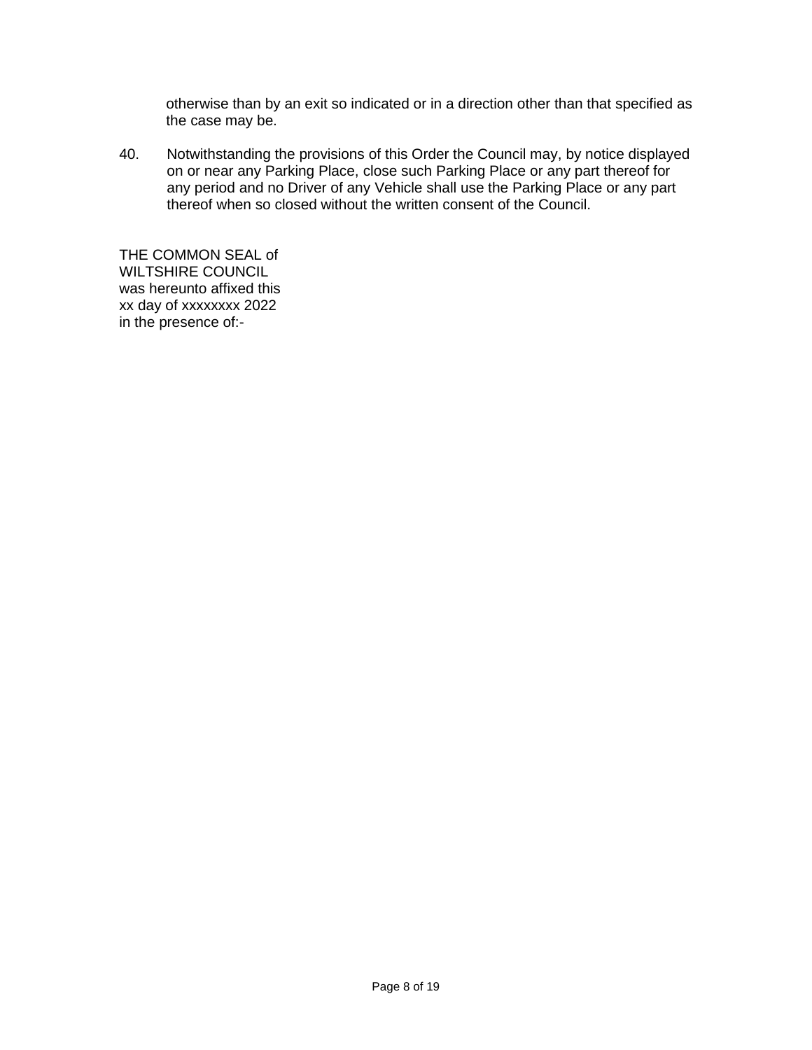otherwise than by an exit so indicated or in a direction other than that specified as the case may be.

40. Notwithstanding the provisions of this Order the Council may, by notice displayed on or near any Parking Place, close such Parking Place or any part thereof for any period and no Driver of any Vehicle shall use the Parking Place or any part thereof when so closed without the written consent of the Council.

THE COMMON SEAL of
WILTSHIRE COUNCIL
was hereunto affixed this
xx day of xxxxxxxx 2022
in the presence of:-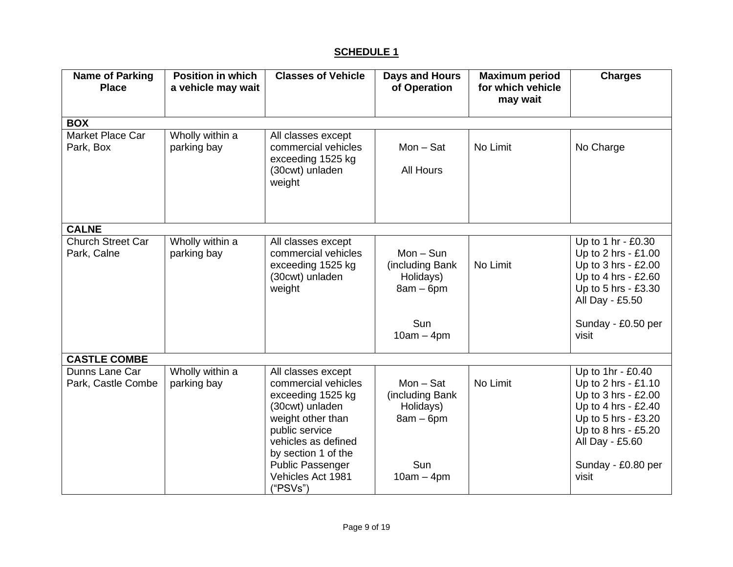## SCHEDULE 1

| Name of Parking Place | Position in which a vehicle may wait | Classes of Vehicle | Days and Hours of Operation | Maximum period for which vehicle may wait | Charges |
|---|---|---|---|---|---|
| **BOX** | | | | | |
| Market Place Car Park, Box | Wholly within a parking bay | All classes except commercial vehicles exceeding 1525 kg (30cwt) unladen weight | Mon – Sat<br><br>All Hours | No Limit | No Charge |
| **CALNE** | | | | | |
| Church Street Car Park, Calne | Wholly within a parking bay | All classes except commercial vehicles exceeding 1525 kg (30cwt) unladen weight | Mon – Sun (including Bank Holidays) 8am – 6pm<br><br>Sun 10am – 4pm | No Limit | Up to 1 hr - £0.30<br>Up to 2 hrs - £1.00<br>Up to 3 hrs - £2.00<br>Up to 4 hrs - £2.60<br>Up to 5 hrs - £3.30<br>All Day - £5.50<br><br>Sunday - £0.50 per visit |
| **CASTLE COMBE** | | | | | |
| Dunns Lane Car Park, Castle Combe | Wholly within a parking bay | All classes except commercial vehicles exceeding 1525 kg (30cwt) unladen weight other than public service vehicles as defined by section 1 of the Public Passenger Vehicles Act 1981 ("PSVs") | Mon – Sat (including Bank Holidays) 8am – 6pm<br><br>Sun 10am – 4pm | No Limit | Up to 1hr - £0.40<br>Up to 2 hrs - £1.10<br>Up to 3 hrs - £2.00<br>Up to 4 hrs - £2.40<br>Up to 5 hrs - £3.20<br>Up to 8 hrs - £5.20<br>All Day - £5.60<br><br>Sunday - £0.80 per visit |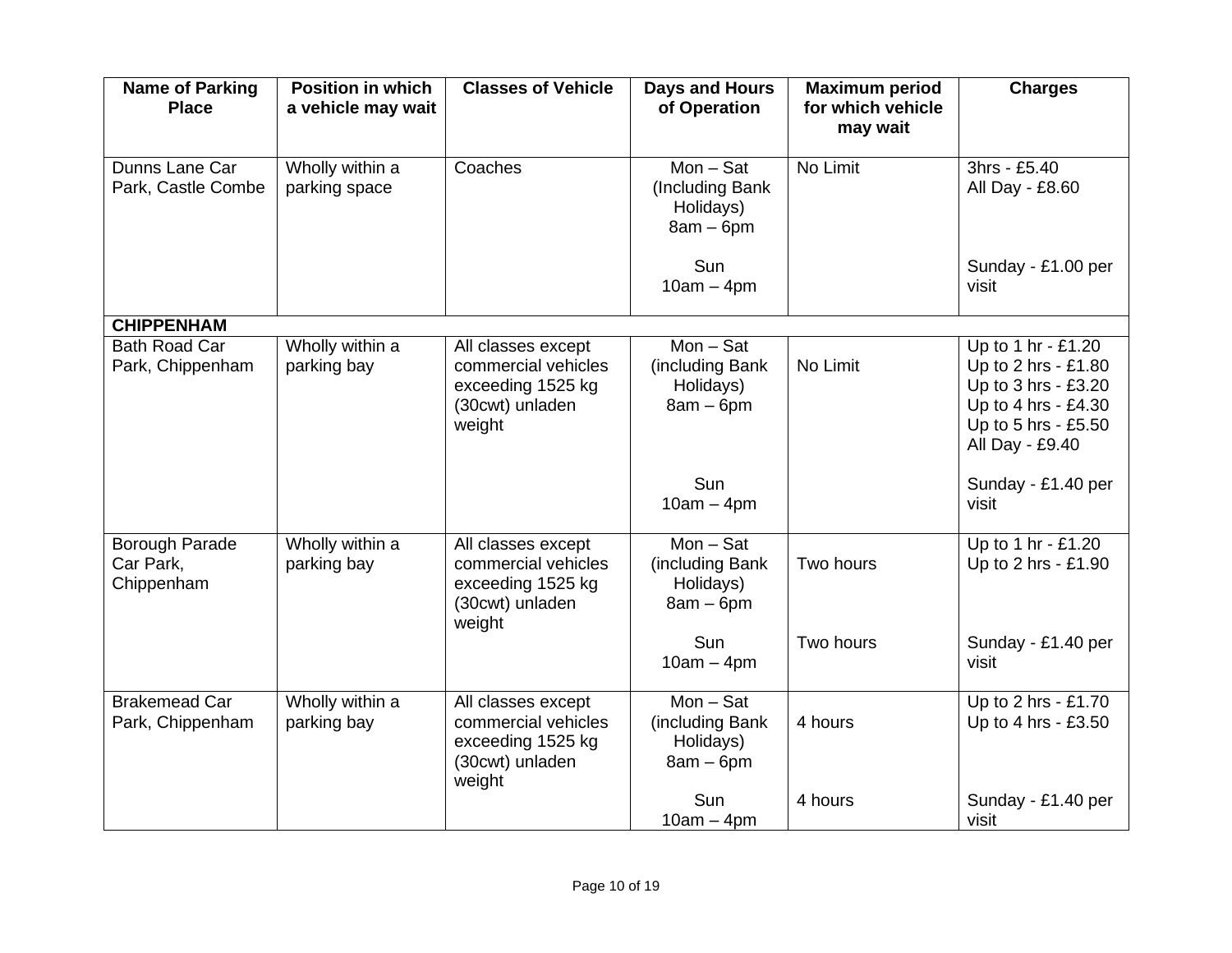| Name of Parking Place | Position in which a vehicle may wait | Classes of Vehicle | Days and Hours of Operation | Maximum period for which vehicle may wait | Charges |
|---|---|---|---|---|---|
| Dunns Lane Car Park, Castle Combe | Wholly within a parking space | Coaches | Mon – Sat (Including Bank Holidays) 8am – 6pm<br><br>Sun 10am – 4pm | No Limit | 3hrs - £5.40<br>All Day - £8.60<br><br>Sunday - £1.00 per visit |
| **CHIPPENHAM** | | | | | |
| Bath Road Car Park, Chippenham | Wholly within a parking bay | All classes except commercial vehicles exceeding 1525 kg (30cwt) unladen weight | Mon – Sat (including Bank Holidays) 8am – 6pm<br><br>Sun 10am – 4pm | No Limit | Up to 1 hr - £1.20<br>Up to 2 hrs - £1.80<br>Up to 3 hrs - £3.20<br>Up to 4 hrs - £4.30<br>Up to 5 hrs - £5.50<br>All Day - £9.40<br><br>Sunday - £1.40 per visit |
| Borough Parade Car Park, Chippenham | Wholly within a parking bay | All classes except commercial vehicles exceeding 1525 kg (30cwt) unladen weight | Mon – Sat (including Bank Holidays) 8am – 6pm<br><br>Sun 10am – 4pm | Two hours<br><br>Two hours | Up to 1 hr - £1.20<br>Up to 2 hrs - £1.90<br><br>Sunday - £1.40 per visit |
| Brakemead Car Park, Chippenham | Wholly within a parking bay | All classes except commercial vehicles exceeding 1525 kg (30cwt) unladen weight | Mon – Sat (including Bank Holidays) 8am – 6pm<br><br>Sun 10am – 4pm | 4 hours<br><br>4 hours | Up to 2 hrs - £1.70<br>Up to 4 hrs - £3.50<br><br>Sunday - £1.40 per visit |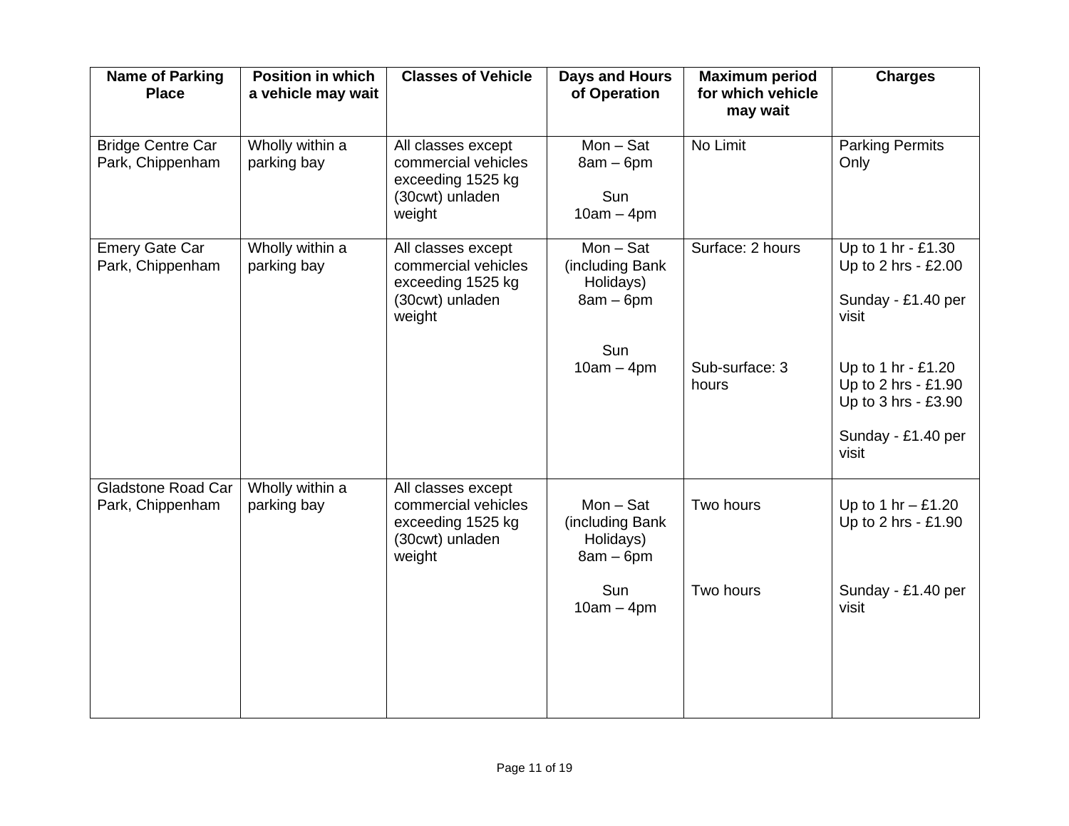| Name of Parking Place | Position in which a vehicle may wait | Classes of Vehicle | Days and Hours of Operation | Maximum period for which vehicle may wait | Charges |
|---|---|---|---|---|---|
| Bridge Centre Car Park, Chippenham | Wholly within a parking bay | All classes except commercial vehicles exceeding 1525 kg (30cwt) unladen weight | Mon – Sat 8am – 6pm<br><br>Sun 10am – 4pm | No Limit | Parking Permits Only |
| Emery Gate Car Park, Chippenham | Wholly within a parking bay | All classes except commercial vehicles exceeding 1525 kg (30cwt) unladen weight | Mon – Sat (including Bank Holidays) 8am – 6pm<br><br>Sun 10am – 4pm | Surface: 2 hours<br><br>Sub-surface: 3 hours | Up to 1 hr - £1.30<br>Up to 2 hrs - £2.00<br><br>Sunday - £1.40 per visit<br><br>Up to 1 hr - £1.20<br>Up to 2 hrs - £1.90<br>Up to 3 hrs - £3.90<br><br>Sunday - £1.40 per visit |
| Gladstone Road Car Park, Chippenham | Wholly within a parking bay | All classes except commercial vehicles exceeding 1525 kg (30cwt) unladen weight | Mon – Sat (including Bank Holidays) 8am – 6pm<br><br>Sun 10am – 4pm | Two hours<br><br>Two hours | Up to 1 hr – £1.20<br>Up to 2 hrs - £1.90<br><br>Sunday - £1.40 per visit |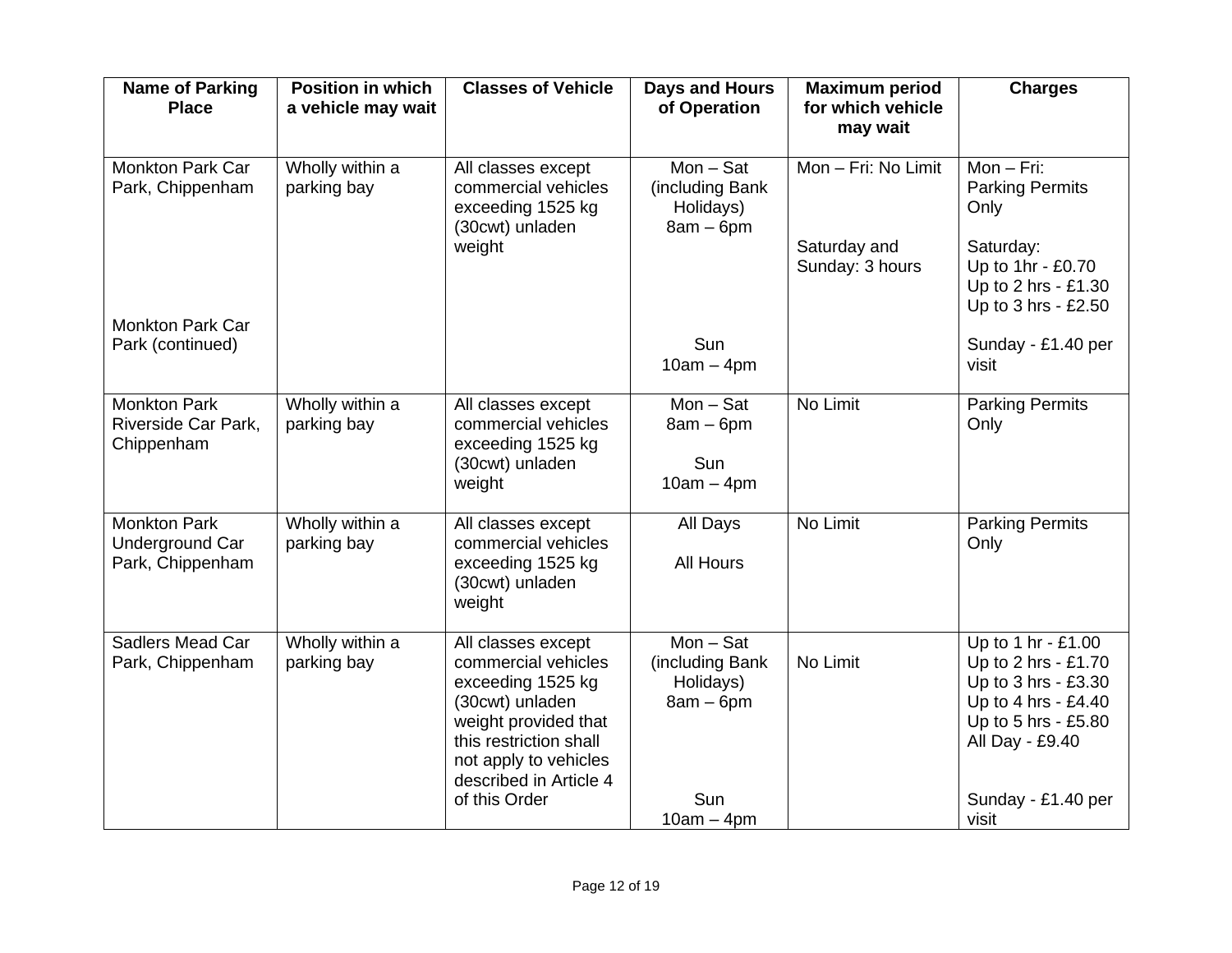| Name of Parking Place | Position in which a vehicle may wait | Classes of Vehicle | Days and Hours of Operation | Maximum period for which vehicle may wait | Charges |
|---|---|---|---|---|---|
| Monkton Park Car Park, Chippenham<br><br>Monkton Park Car Park (continued) | Wholly within a parking bay | All classes except commercial vehicles exceeding 1525 kg (30cwt) unladen weight | Mon – Sat (including Bank Holidays) 8am – 6pm<br><br>Sun 10am – 4pm | Mon – Fri: No Limit<br><br>Saturday and Sunday: 3 hours | Mon – Fri: Parking Permits Only<br><br>Saturday: Up to 1hr - £0.70 Up to 2 hrs - £1.30 Up to 3 hrs - £2.50<br><br>Sunday - £1.40 per visit |
| Monkton Park Riverside Car Park, Chippenham | Wholly within a parking bay | All classes except commercial vehicles exceeding 1525 kg (30cwt) unladen weight | Mon – Sat 8am – 6pm<br><br>Sun 10am – 4pm | No Limit | Parking Permits Only |
| Monkton Park Underground Car Park, Chippenham | Wholly within a parking bay | All classes except commercial vehicles exceeding 1525 kg (30cwt) unladen weight | All Days<br><br>All Hours | No Limit | Parking Permits Only |
| Sadlers Mead Car Park, Chippenham | Wholly within a parking bay | All classes except commercial vehicles exceeding 1525 kg (30cwt) unladen weight provided that this restriction shall not apply to vehicles described in Article 4 of this Order | Mon – Sat (including Bank Holidays) 8am – 6pm<br><br>Sun 10am – 4pm | No Limit | Up to 1 hr - £1.00 Up to 2 hrs - £1.70 Up to 3 hrs - £3.30 Up to 4 hrs - £4.40 Up to 5 hrs - £5.80 All Day - £9.40<br><br>Sunday - £1.40 per visit |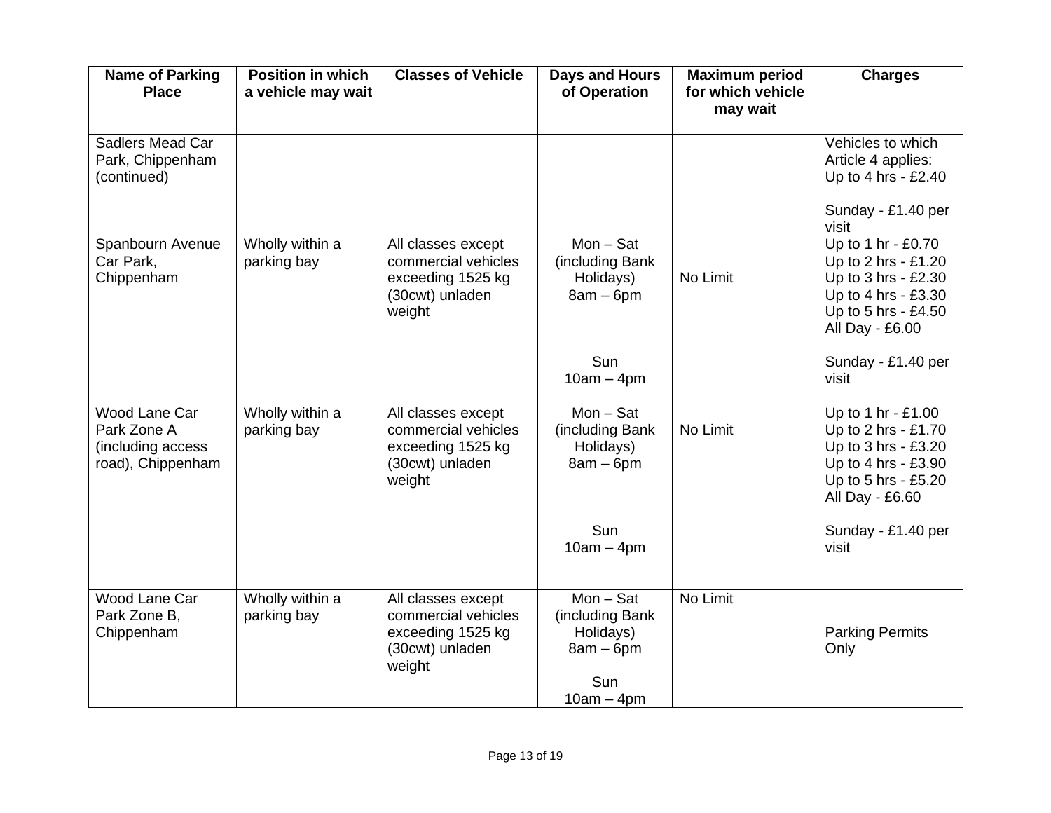| Name of Parking Place | Position in which a vehicle may wait | Classes of Vehicle | Days and Hours of Operation | Maximum period for which vehicle may wait | Charges |
|---|---|---|---|---|---|
| Sadlers Mead Car Park, Chippenham (continued) | | | | | Vehicles to which Article 4 applies:<br>Up to 4 hrs - £2.40<br><br>Sunday - £1.40 per visit |
| Spanbourn Avenue Car Park, Chippenham | Wholly within a parking bay | All classes except commercial vehicles exceeding 1525 kg (30cwt) unladen weight | Mon – Sat (including Bank Holidays) 8am – 6pm<br><br>Sun 10am – 4pm | No Limit | Up to 1 hr - £0.70<br>Up to 2 hrs - £1.20<br>Up to 3 hrs - £2.30<br>Up to 4 hrs - £3.30<br>Up to 5 hrs - £4.50<br>All Day - £6.00<br><br>Sunday - £1.40 per visit |
| Wood Lane Car Park Zone A (including access road), Chippenham | Wholly within a parking bay | All classes except commercial vehicles exceeding 1525 kg (30cwt) unladen weight | Mon – Sat (including Bank Holidays) 8am – 6pm<br><br>Sun 10am – 4pm | No Limit | Up to 1 hr - £1.00<br>Up to 2 hrs - £1.70<br>Up to 3 hrs - £3.20<br>Up to 4 hrs - £3.90<br>Up to 5 hrs - £5.20<br>All Day - £6.60<br><br>Sunday - £1.40 per visit |
| Wood Lane Car Park Zone B, Chippenham | Wholly within a parking bay | All classes except commercial vehicles exceeding 1525 kg (30cwt) unladen weight | Mon – Sat (including Bank Holidays) 8am – 6pm<br><br>Sun 10am – 4pm | No Limit | Parking Permits Only |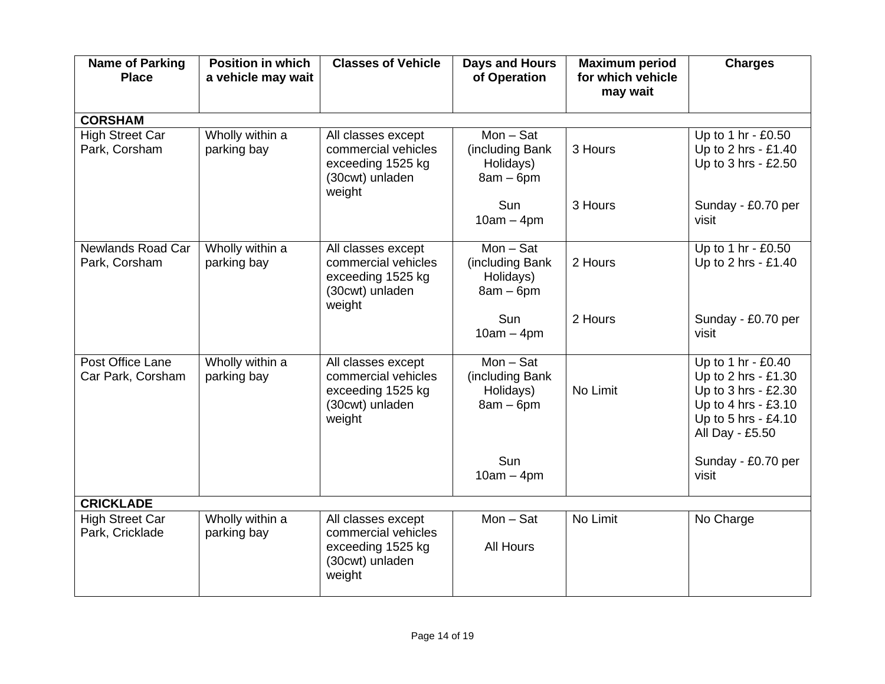| Name of Parking Place | Position in which a vehicle may wait | Classes of Vehicle | Days and Hours of Operation | Maximum period for which vehicle may wait | Charges |
|---|---|---|---|---|---|
| **CORSHAM** | | | | | |
| High Street Car Park, Corsham | Wholly within a parking bay | All classes except commercial vehicles exceeding 1525 kg (30cwt) unladen weight | Mon – Sat (including Bank Holidays) 8am – 6pm<br><br>Sun 10am – 4pm | 3 Hours<br><br>3 Hours | Up to 1 hr - £0.50<br>Up to 2 hrs - £1.40<br>Up to 3 hrs - £2.50<br><br>Sunday - £0.70 per visit |
| Newlands Road Car Park, Corsham | Wholly within a parking bay | All classes except commercial vehicles exceeding 1525 kg (30cwt) unladen weight | Mon – Sat (including Bank Holidays) 8am – 6pm<br><br>Sun 10am – 4pm | 2 Hours<br><br>2 Hours | Up to 1 hr - £0.50<br>Up to 2 hrs - £1.40<br><br>Sunday - £0.70 per visit |
| Post Office Lane Car Park, Corsham | Wholly within a parking bay | All classes except commercial vehicles exceeding 1525 kg (30cwt) unladen weight | Mon – Sat (including Bank Holidays) 8am – 6pm<br><br>Sun 10am – 4pm | No Limit | Up to 1 hr - £0.40<br>Up to 2 hrs - £1.30<br>Up to 3 hrs - £2.30<br>Up to 4 hrs - £3.10<br>Up to 5 hrs - £4.10<br>All Day - £5.50<br><br>Sunday - £0.70 per visit |
| **CRICKLADE** | | | | | |
| High Street Car Park, Cricklade | Wholly within a parking bay | All classes except commercial vehicles exceeding 1525 kg (30cwt) unladen weight | Mon – Sat<br><br>All Hours | No Limit | No Charge |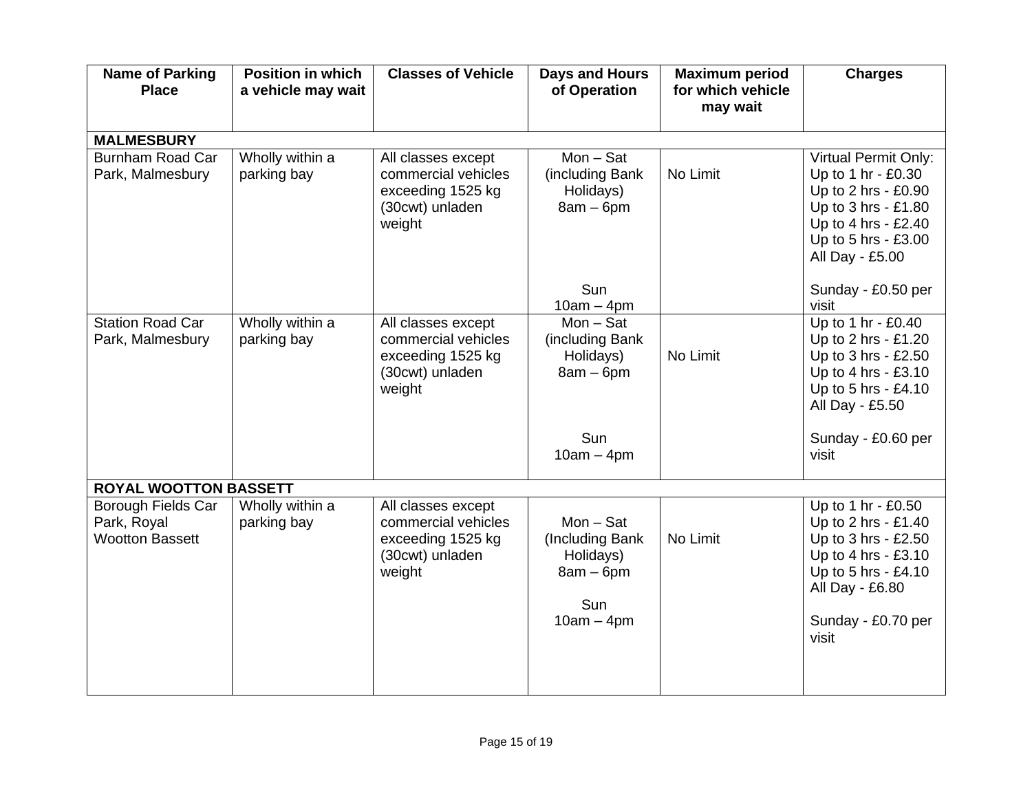| Name of Parking Place | Position in which a vehicle may wait | Classes of Vehicle | Days and Hours of Operation | Maximum period for which vehicle may wait | Charges |
|---|---|---|---|---|---|
| **MALMESBURY** | | | | | |
| Burnham Road Car Park, Malmesbury | Wholly within a parking bay | All classes except commercial vehicles exceeding 1525 kg (30cwt) unladen weight | Mon – Sat (including Bank Holidays) 8am – 6pm<br><br>Sun 10am – 4pm | No Limit | Virtual Permit Only:<br>Up to 1 hr - £0.30<br>Up to 2 hrs - £0.90<br>Up to 3 hrs - £1.80<br>Up to 4 hrs - £2.40<br>Up to 5 hrs - £3.00<br>All Day - £5.00<br><br>Sunday - £0.50 per visit |
| Station Road Car Park, Malmesbury | Wholly within a parking bay | All classes except commercial vehicles exceeding 1525 kg (30cwt) unladen weight | Mon – Sat (including Bank Holidays) 8am – 6pm<br><br>Sun 10am – 4pm | No Limit | Up to 1 hr - £0.40<br>Up to 2 hrs - £1.20<br>Up to 3 hrs - £2.50<br>Up to 4 hrs - £3.10<br>Up to 5 hrs - £4.10<br>All Day - £5.50<br><br>Sunday - £0.60 per visit |
| **ROYAL WOOTTON BASSETT** | | | | | |
| Borough Fields Car Park, Royal Wootton Bassett | Wholly within a parking bay | All classes except commercial vehicles exceeding 1525 kg (30cwt) unladen weight | Mon – Sat (Including Bank Holidays) 8am – 6pm<br><br>Sun 10am – 4pm | No Limit | Up to 1 hr - £0.50<br>Up to 2 hrs - £1.40<br>Up to 3 hrs - £2.50<br>Up to 4 hrs - £3.10<br>Up to 5 hrs - £4.10<br>All Day - £6.80<br><br>Sunday - £0.70 per visit |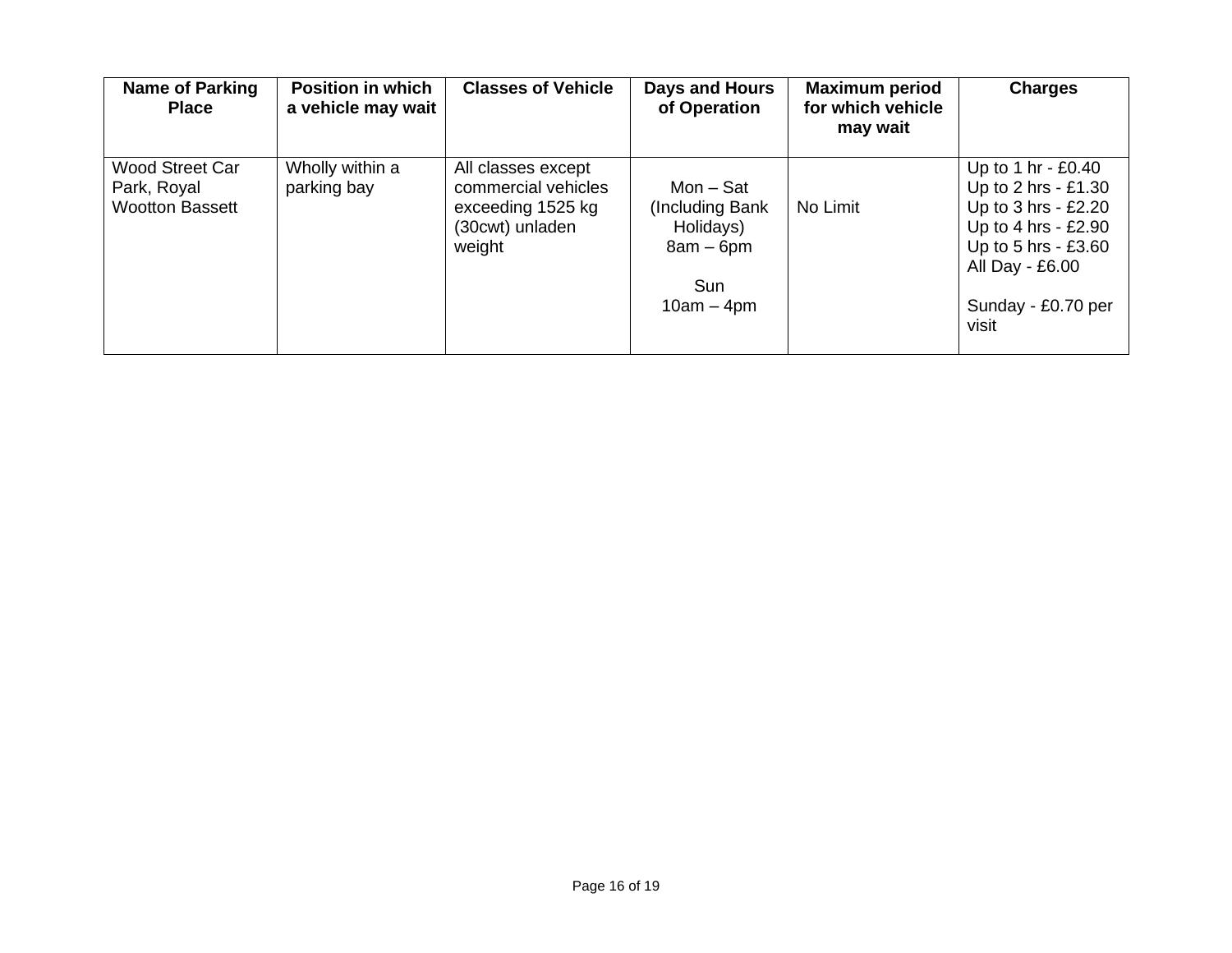| Name of Parking Place | Position in which a vehicle may wait | Classes of Vehicle | Days and Hours of Operation | Maximum period for which vehicle may wait | Charges |
|---|---|---|---|---|---|
| Wood Street Car Park, Royal Wootton Bassett | Wholly within a parking bay | All classes except commercial vehicles exceeding 1525 kg (30cwt) unladen weight | Mon – Sat (Including Bank Holidays) 8am – 6pm<br><br>Sun 10am – 4pm | No Limit | Up to 1 hr - £0.40<br>Up to 2 hrs - £1.30<br>Up to 3 hrs - £2.20<br>Up to 4 hrs - £2.90<br>Up to 5 hrs - £3.60<br>All Day - £6.00<br><br>Sunday - £0.70 per visit |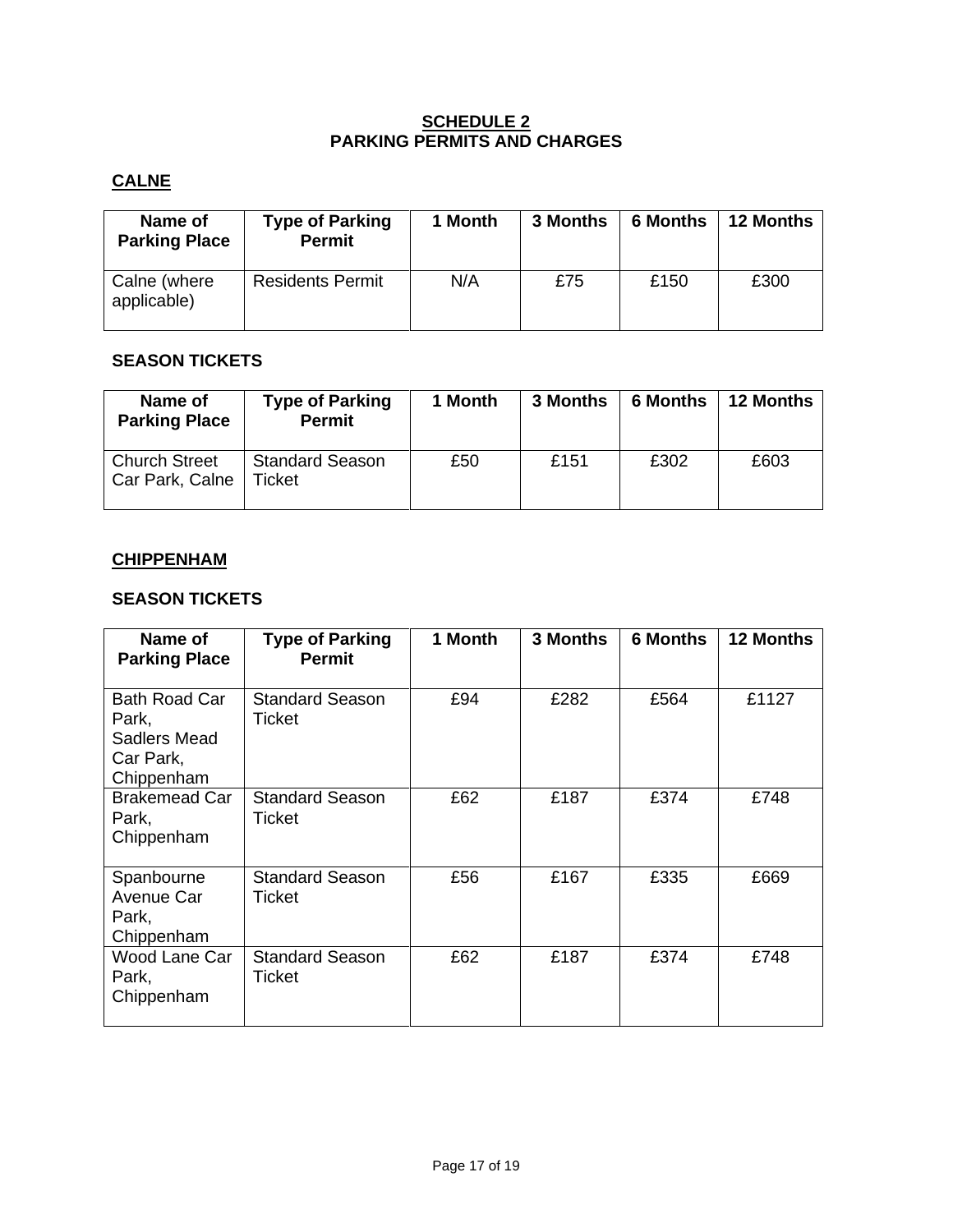# SCHEDULE 2
## PARKING PERMITS AND CHARGES

## CALNE

| Name of Parking Place | Type of Parking Permit | 1 Month | 3 Months | 6 Months | 12 Months |
|---|---|---|---|---|---|
| Calne (where applicable) | Residents Permit | N/A | £75 | £150 | £300 |

### SEASON TICKETS

| Name of Parking Place | Type of Parking Permit | 1 Month | 3 Months | 6 Months | 12 Months |
|---|---|---|---|---|---|
| Church Street Car Park, Calne | Standard Season Ticket | £50 | £151 | £302 | £603 |

## CHIPPENHAM

### SEASON TICKETS

| Name of Parking Place | Type of Parking Permit | 1 Month | 3 Months | 6 Months | 12 Months |
|---|---|---|---|---|---|
| Bath Road Car Park, Sadlers Mead Car Park, Chippenham | Standard Season Ticket | £94 | £282 | £564 | £1127 |
| Brakemead Car Park, Chippenham | Standard Season Ticket | £62 | £187 | £374 | £748 |
| Spanbourne Avenue Car Park, Chippenham | Standard Season Ticket | £56 | £167 | £335 | £669 |
| Wood Lane Car Park, Chippenham | Standard Season Ticket | £62 | £187 | £374 | £748 |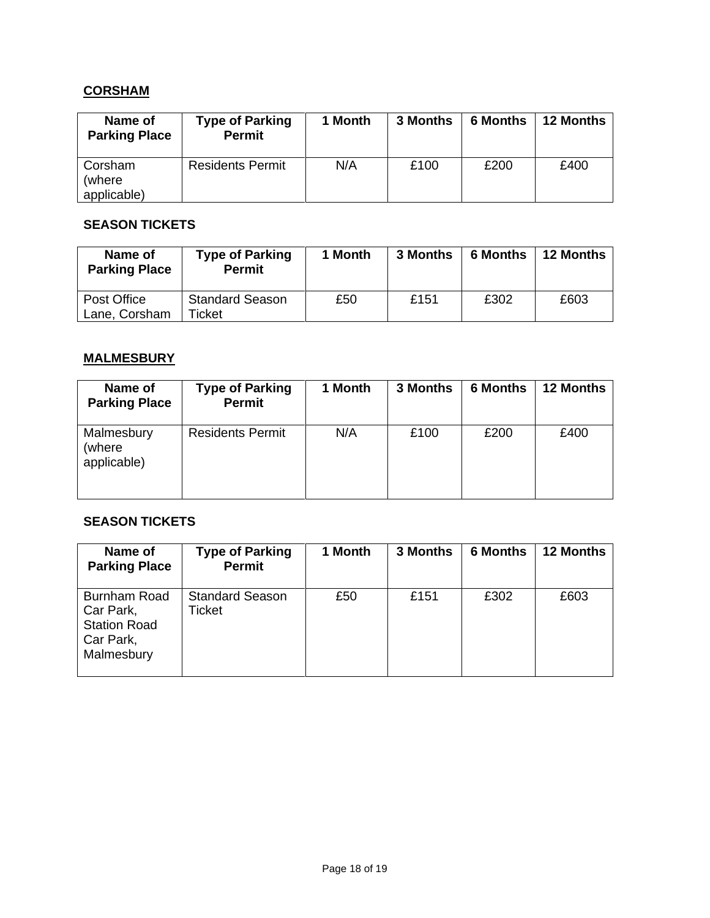## CORSHAM

| Name of Parking Place | Type of Parking Permit | 1 Month | 3 Months | 6 Months | 12 Months |
|---|---|---|---|---|---|
| Corsham (where applicable) | Residents Permit | N/A | £100 | £200 | £400 |

### SEASON TICKETS

| Name of Parking Place | Type of Parking Permit | 1 Month | 3 Months | 6 Months | 12 Months |
|---|---|---|---|---|---|
| Post Office Lane, Corsham | Standard Season Ticket | £50 | £151 | £302 | £603 |

## MALMESBURY

| Name of Parking Place | Type of Parking Permit | 1 Month | 3 Months | 6 Months | 12 Months |
|---|---|---|---|---|---|
| Malmesbury (where applicable) | Residents Permit | N/A | £100 | £200 | £400 |

### SEASON TICKETS

| Name of Parking Place | Type of Parking Permit | 1 Month | 3 Months | 6 Months | 12 Months |
|---|---|---|---|---|---|
| Burnham Road Car Park, Station Road Car Park, Malmesbury | Standard Season Ticket | £50 | £151 | £302 | £603 |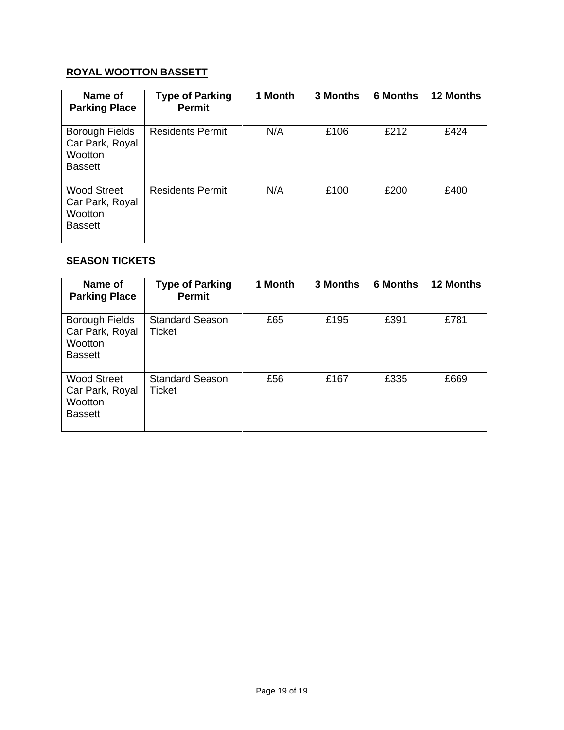## ROYAL WOOTTON BASSETT

| Name of Parking Place | Type of Parking Permit | 1 Month | 3 Months | 6 Months | 12 Months |
|---|---|---|---|---|---|
| Borough Fields Car Park, Royal Wootton Bassett | Residents Permit | N/A | £106 | £212 | £424 |
| Wood Street Car Park, Royal Wootton Bassett | Residents Permit | N/A | £100 | £200 | £400 |

### SEASON TICKETS

| Name of Parking Place | Type of Parking Permit | 1 Month | 3 Months | 6 Months | 12 Months |
|---|---|---|---|---|---|
| Borough Fields Car Park, Royal Wootton Bassett | Standard Season Ticket | £65 | £195 | £391 | £781 |
| Wood Street Car Park, Royal Wootton Bassett | Standard Season Ticket | £56 | £167 | £335 | £669 |